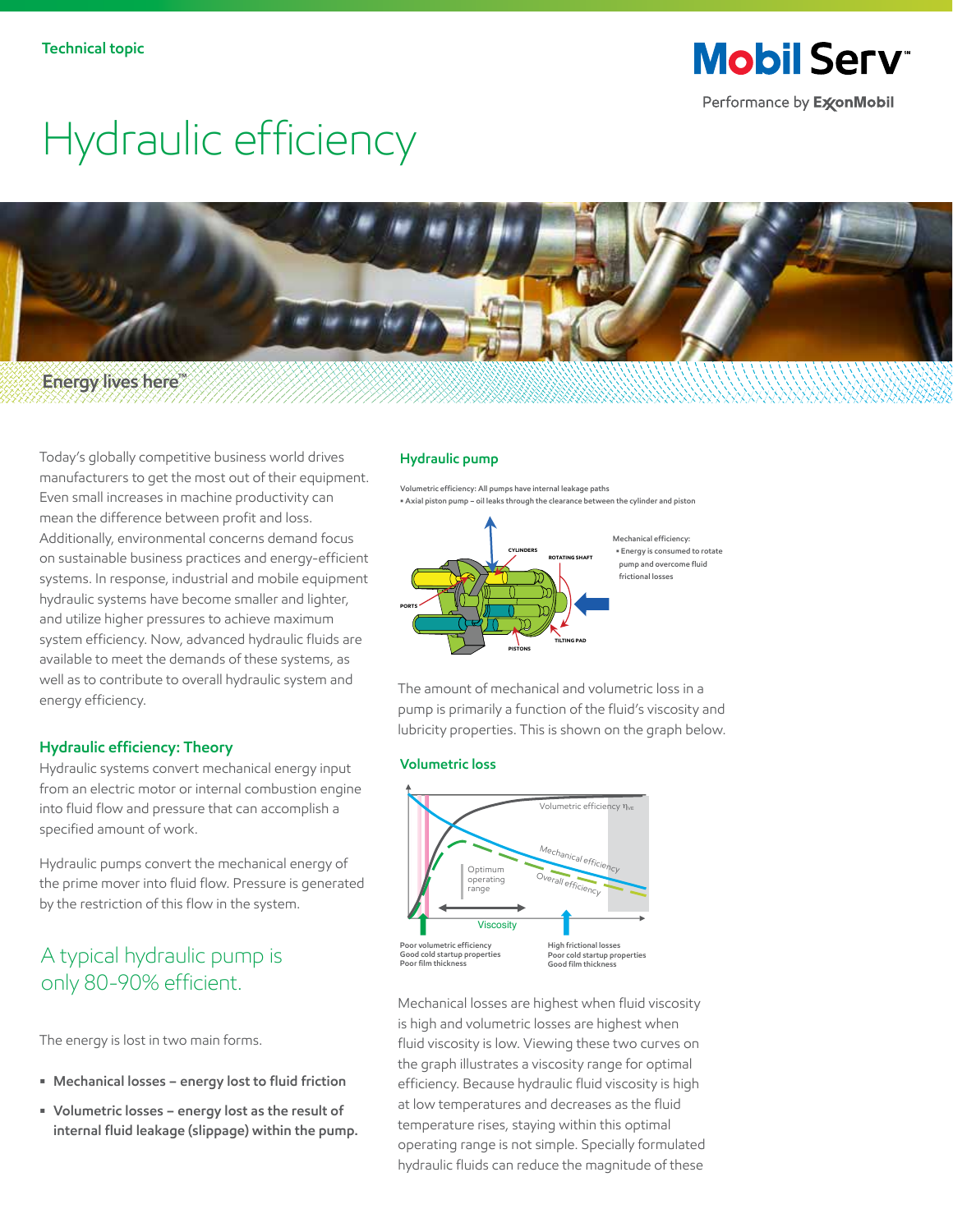Technical topic

# Hydraulic efficiency

Energy lives here™

Today's globally competitive business world drives manufacturers to get the most out of their equipment. Even small increases in machine productivity can mean the difference between profit and loss. Additionally, environmental concerns demand focus on sustainable business practices and energy-efficient systems. In response, industrial and mobile equipment hydraulic systems have become smaller and lighter, and utilize higher pressures to achieve maximum system efficiency. Now, advanced hydraulic fluids are available to meet the demands of these systems, as well as to contribute to overall hydraulic system and energy efficiency.

## Hydraulic efficiency: Theory

Hydraulic systems convert mechanical energy input from an electric motor or internal combustion engine into fluid flow and pressure that can accomplish a specified amount of work.

Hydraulic pumps convert the mechanical energy of the prime mover into fluid flow. Pressure is generated by the restriction of this flow in the system.

## A typical hydraulic pump is only 80-90% efficient.

The energy is lost in two main forms.

- **Mechanical losses – energy lost to fluid friction**
- **Volumetric losses – energy lost as the result of internal fluid leakage (slippage) within the pump.**

## Hydraulic pump

Volumetric efficiency: All pumps have internal leakage paths
• Axial piston pump – oil leaks through the clearance between the cylinder and piston

Mechanical efficiency:
• Energy is consumed to rotate pump and overcome fluid frictional losses

CYLINDERS, ROTATING SHAFT, PORTS, TILTING PAD, PISTONS

The amount of mechanical and volumetric loss in a pump is primarily a function of the fluid's viscosity and lubricity properties. This is shown on the graph below.

## Volumetric loss

Volumetric efficiency $\eta_{vol}$; Mechanical efficiency; Overall efficiency; Optimum operating range; Viscosity

Poor volumetric efficiency
Good cold startup properties
Poor film thickness

High frictional losses
Poor cold startup properties
Good film thickness

Mechanical losses are highest when fluid viscosity is high and volumetric losses are highest when fluid viscosity is low. Viewing these two curves on the graph illustrates a viscosity range for optimal efficiency. Because hydraulic fluid viscosity is high at low temperatures and decreases as the fluid temperature rises, staying within this optimal operating range is not simple. Specially formulated hydraulic fluids can reduce the magnitude of these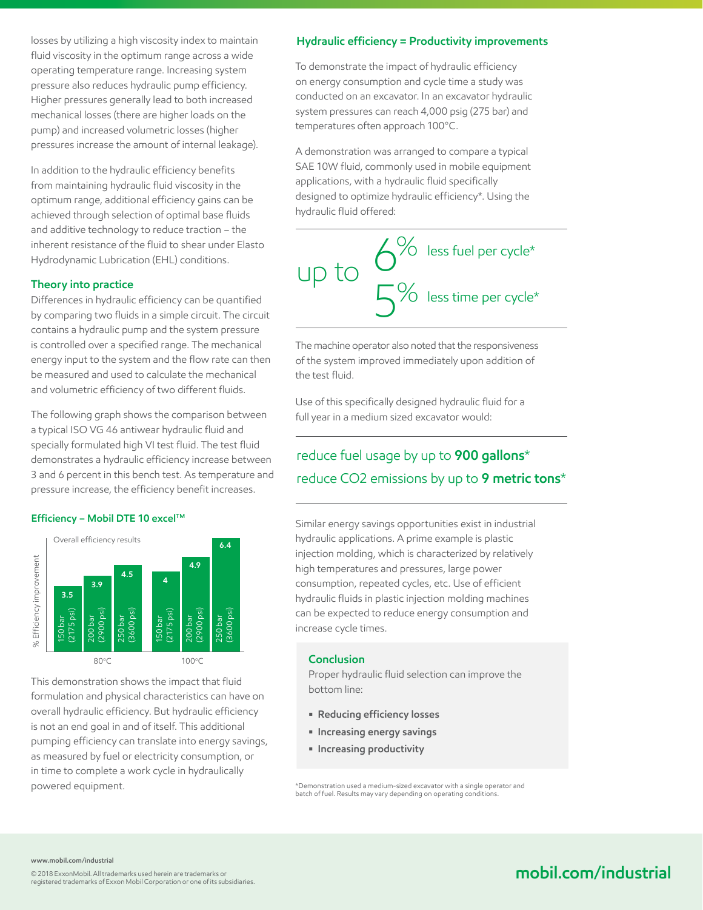losses by utilizing a high viscosity index to maintain fluid viscosity in the optimum range across a wide operating temperature range. Increasing system pressure also reduces hydraulic pump efficiency. Higher pressures generally lead to both increased mechanical losses (there are higher loads on the pump) and increased volumetric losses (higher pressures increase the amount of internal leakage).

In addition to the hydraulic efficiency benefits from maintaining hydraulic fluid viscosity in the optimum range, additional efficiency gains can be achieved through selection of optimal base fluids and additive technology to reduce traction – the inherent resistance of the fluid to shear under Elasto Hydrodynamic Lubrication (EHL) conditions.

### Theory into practice

Differences in hydraulic efficiency can be quantified by comparing two fluids in a simple circuit. The circuit contains a hydraulic pump and the system pressure is controlled over a specified range. The mechanical energy input to the system and the flow rate can then be measured and used to calculate the mechanical and volumetric efficiency of two different fluids.

The following graph shows the comparison between a typical ISO VG 46 antiwear hydraulic fluid and specially formulated high VI test fluid. The test fluid demonstrates a hydraulic efficiency increase between 3 and 6 percent in this bench test. As temperature and pressure increase, the efficiency benefit increases.

**Efficiency – Mobil DTE 10 excel™**

Overall efficiency results

% Efficiency improvement

80°C: 150 bar (2175 psi) 3.5; 200 bar (2900 psi) 3.9; 250 bar (3600 psi) 4.5

100°C: 150 bar (2175 psi) 4; 200 bar (2900 psi) 4.9; 250 bar (3600 psi) 6.4

This demonstration shows the impact that fluid formulation and physical characteristics can have on overall hydraulic efficiency. But hydraulic efficiency is not an end goal in and of itself. This additional pumping efficiency can translate into energy savings, as measured by fuel or electricity consumption, or in time to complete a work cycle in hydraulically powered equipment.

### Hydraulic efficiency = Productivity improvements

To demonstrate the impact of hydraulic efficiency on energy consumption and cycle time a study was conducted on an excavator. In an excavator hydraulic system pressures can reach 4,000 psig (275 bar) and temperatures often approach 100°C.

A demonstration was arranged to compare a typical SAE 10W fluid, commonly used in mobile equipment applications, with a hydraulic fluid specifically designed to optimize hydraulic efficiency*. Using the hydraulic fluid offered:

up to **6%** less fuel per cycle*
up to **5%** less time per cycle*

The machine operator also noted that the responsiveness of the system improved immediately upon addition of the test fluid.

Use of this specifically designed hydraulic fluid for a full year in a medium sized excavator would:

reduce fuel usage by up to **900 gallons***
reduce $CO_2$ emissions by up to **9 metric tons***

Similar energy savings opportunities exist in industrial hydraulic applications. A prime example is plastic injection molding, which is characterized by relatively high temperatures and pressures, large power consumption, repeated cycles, etc. Use of efficient hydraulic fluids in plastic injection molding machines can be expected to reduce energy consumption and increase cycle times.

### Conclusion

Proper hydraulic fluid selection can improve the bottom line:

- **Reducing efficiency losses**
- **Increasing energy savings**
- **Increasing productivity**

*Demonstration used a medium-sized excavator with a single operator and batch of fuel. Results may vary depending on operating conditions.

**www.mobil.com/industrial**

© 2018 ExxonMobil. All trademarks used herein are trademarks or registered trademarks of Exxon Mobil Corporation or one of its subsidiaries.

**mobil.com/industrial**